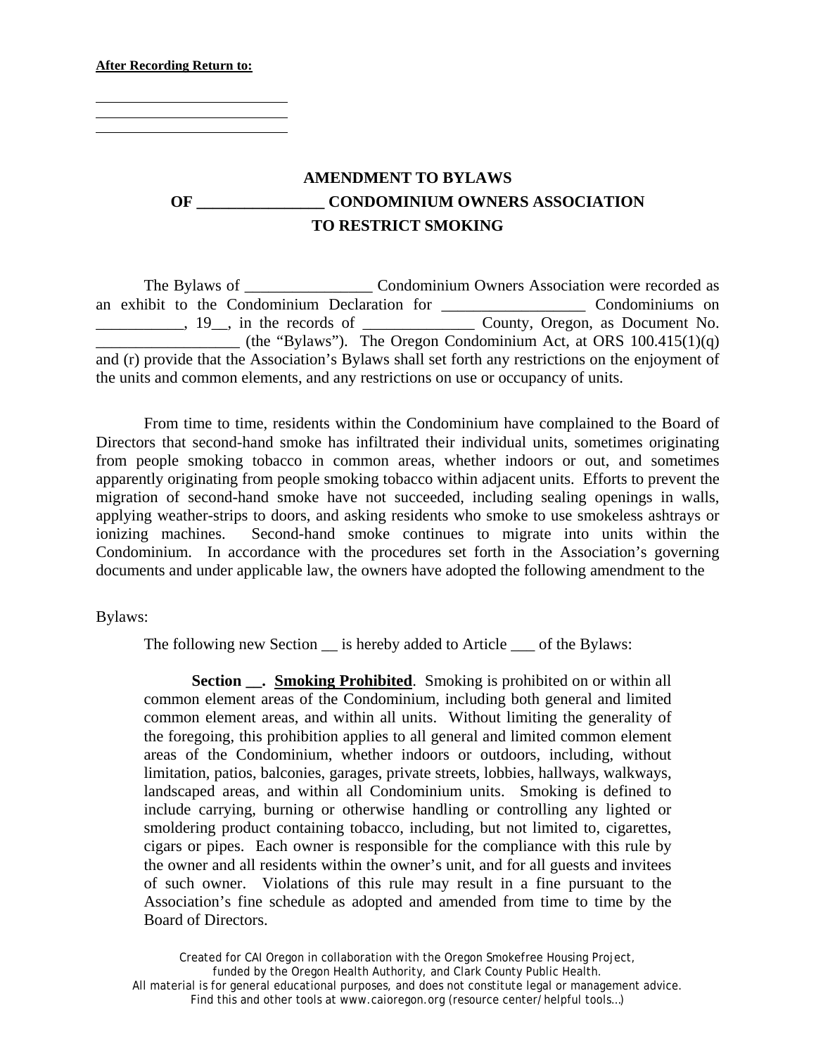**After Recording Return to:**

\_\_\_\_\_\_\_\_\_\_\_\_\_\_\_\_\_\_\_\_\_\_\_\_\_\_\_
\_\_\_\_\_\_\_\_\_\_\_\_\_\_\_\_\_\_\_\_\_\_\_\_\_\_\_
\_\_\_\_\_\_\_\_\_\_\_\_\_\_\_\_\_\_\_\_\_\_\_\_\_\_\_

# AMENDMENT TO BYLAWS OF ________________ CONDOMINIUM OWNERS ASSOCIATION TO RESTRICT SMOKING

The Bylaws of ________________ Condominium Owners Association were recorded as an exhibit to the Condominium Declaration for __________________ Condominiums on ___________, 19__, in the records of ______________ County, Oregon, as Document No. __________________ (the "Bylaws"). The Oregon Condominium Act, at ORS 100.415(1)(q) and (r) provide that the Association's Bylaws shall set forth any restrictions on the enjoyment of the units and common elements, and any restrictions on use or occupancy of units.

From time to time, residents within the Condominium have complained to the Board of Directors that second-hand smoke has infiltrated their individual units, sometimes originating from people smoking tobacco in common areas, whether indoors or out, and sometimes apparently originating from people smoking tobacco within adjacent units. Efforts to prevent the migration of second-hand smoke have not succeeded, including sealing openings in walls, applying weather-strips to doors, and asking residents who smoke to use smokeless ashtrays or ionizing machines. Second-hand smoke continues to migrate into units within the Condominium. In accordance with the procedures set forth in the Association's governing documents and under applicable law, the owners have adopted the following amendment to the Bylaws:

The following new Section __ is hereby added to Article ___ of the Bylaws:

> **Section __. <u>Smoking Prohibited</u>**. Smoking is prohibited on or within all common element areas of the Condominium, including both general and limited common element areas, and within all units. Without limiting the generality of the foregoing, this prohibition applies to all general and limited common element areas of the Condominium, whether indoors or outdoors, including, without limitation, patios, balconies, garages, private streets, lobbies, hallways, walkways, landscaped areas, and within all Condominium units. Smoking is defined to include carrying, burning or otherwise handling or controlling any lighted or smoldering product containing tobacco, including, but not limited to, cigarettes, cigars or pipes. Each owner is responsible for the compliance with this rule by the owner and all residents within the owner's unit, and for all guests and invitees of such owner. Violations of this rule may result in a fine pursuant to the Association's fine schedule as adopted and amended from time to time by the Board of Directors.

Created for CAI Oregon in collaboration with the Oregon Smokefree Housing Project, funded by the Oregon Health Authority, and Clark County Public Health.
All material is for general educational purposes, and does not constitute legal or management advice.
Find this and other tools at www.caioregon.org (resource center/helpful tools…)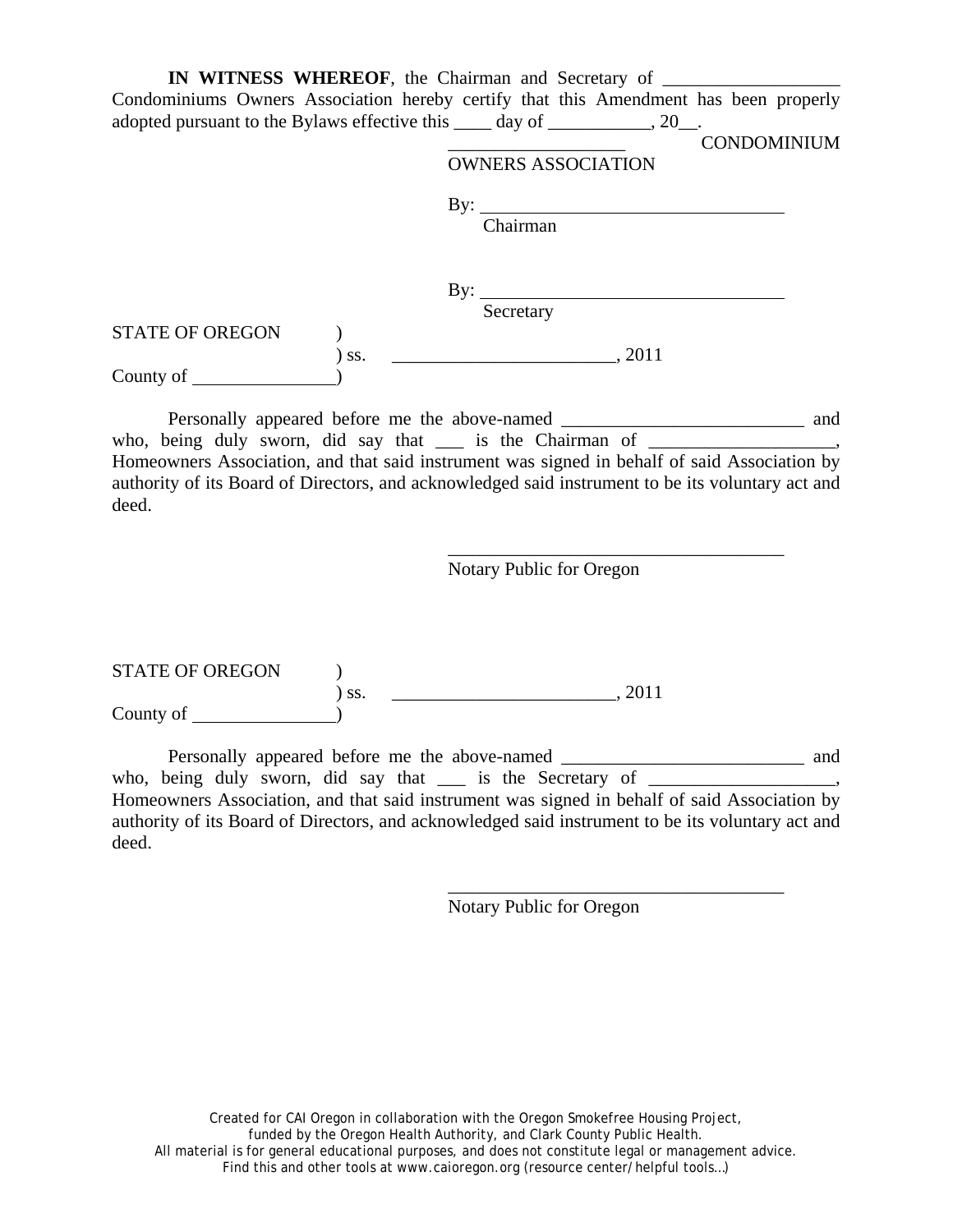**IN WITNESS WHEREOF**, the Chairman and Secretary of ___________________ Condominiums Owners Association hereby certify that this Amendment has been properly adopted pursuant to the Bylaws effective this ____ day of ___________, 20__.

___________________ CONDOMINIUM OWNERS ASSOCIATION

By: _________________________________
Chairman

By: _________________________________
Secretary

STATE OF OREGON )
) ss. ________________________, 2011
County of ________________)

Personally appeared before me the above-named __________________________ and who, being duly sworn, did say that ___ is the Chairman of ____________________, Homeowners Association, and that said instrument was signed in behalf of said Association by authority of its Board of Directors, and acknowledged said instrument to be its voluntary act and deed.

_____________________________________
Notary Public for Oregon

STATE OF OREGON )
) ss. ________________________, 2011
County of ________________)

Personally appeared before me the above-named __________________________ and who, being duly sworn, did say that ___ is the Secretary of ____________________, Homeowners Association, and that said instrument was signed in behalf of said Association by authority of its Board of Directors, and acknowledged said instrument to be its voluntary act and deed.

_____________________________________
Notary Public for Oregon

Created for CAI Oregon in collaboration with the Oregon Smokefree Housing Project, funded by the Oregon Health Authority, and Clark County Public Health.
All material is for general educational purposes, and does not constitute legal or management advice.
Find this and other tools at www.caioregon.org (resource center/helpful tools…)